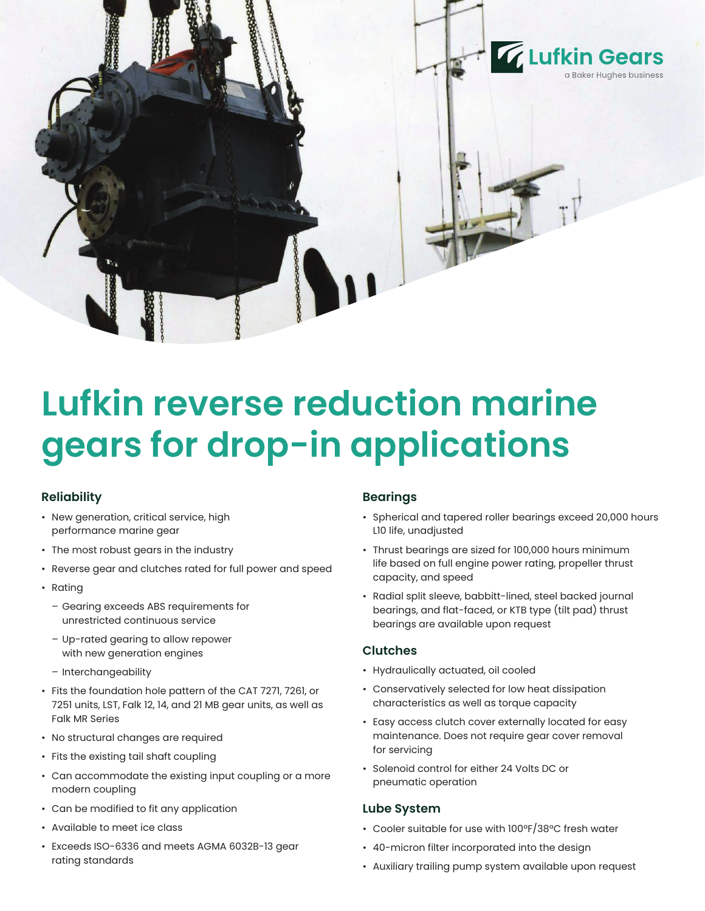Lufkin Gears
a Baker Hughes business

# Lufkin reverse reduction marine gears for drop-in applications

### Reliability

- New generation, critical service, high performance marine gear
- The most robust gears in the industry
- Reverse gear and clutches rated for full power and speed
- Rating
  - Gearing exceeds ABS requirements for unrestricted continuous service
  - Up-rated gearing to allow repower with new generation engines
  - Interchangeability
- Fits the foundation hole pattern of the CAT 7271, 7261, or 7251 units, LST, Falk 12, 14, and 21 MB gear units, as well as Falk MR Series
- No structural changes are required
- Fits the existing tail shaft coupling
- Can accommodate the existing input coupling or a more modern coupling
- Can be modified to fit any application
- Available to meet ice class
- Exceeds ISO-6336 and meets AGMA 6032B-13 gear rating standards

### Bearings

- Spherical and tapered roller bearings exceed 20,000 hours L10 life, unadjusted
- Thrust bearings are sized for 100,000 hours minimum life based on full engine power rating, propeller thrust capacity, and speed
- Radial split sleeve, babbitt-lined, steel backed journal bearings, and flat-faced, or KTB type (tilt pad) thrust bearings are available upon request

### Clutches

- Hydraulically actuated, oil cooled
- Conservatively selected for low heat dissipation characteristics as well as torque capacity
- Easy access clutch cover externally located for easy maintenance. Does not require gear cover removal for servicing
- Solenoid control for either 24 Volts DC or pneumatic operation

### Lube System

- Cooler suitable for use with 100°F/38°C fresh water
- 40-micron filter incorporated into the design
- Auxiliary trailing pump system available upon request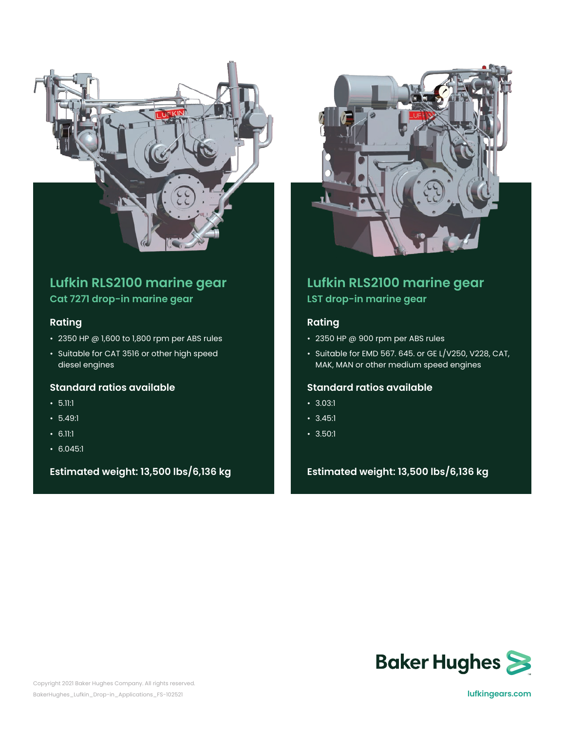## Lufkin RLS2100 marine gear

### Cat 7271 drop-in marine gear

#### Rating

- 2350 HP @ 1,600 to 1,800 rpm per ABS rules
- Suitable for CAT 3516 or other high speed diesel engines

#### Standard ratios available

- 5.11:1
- 5.49:1
- 6.11:1
- 6.045:1

**Estimated weight: 13,500 lbs/6,136 kg**

## Lufkin RLS2100 marine gear

### LST drop-in marine gear

#### Rating

- 2350 HP @ 900 rpm per ABS rules
- Suitable for EMD 567. 645. or GE L/V250, V228, CAT, MAK, MAN or other medium speed engines

#### Standard ratios available

- 3.03:1
- 3.45:1
- 3.50:1

**Estimated weight: 13,500 lbs/6,136 kg**

Baker Hughes

Copyright 2021 Baker Hughes Company. All rights reserved.
BakerHughes_Lufkin_Drop-in_Applications_FS-102521

lufkingears.com